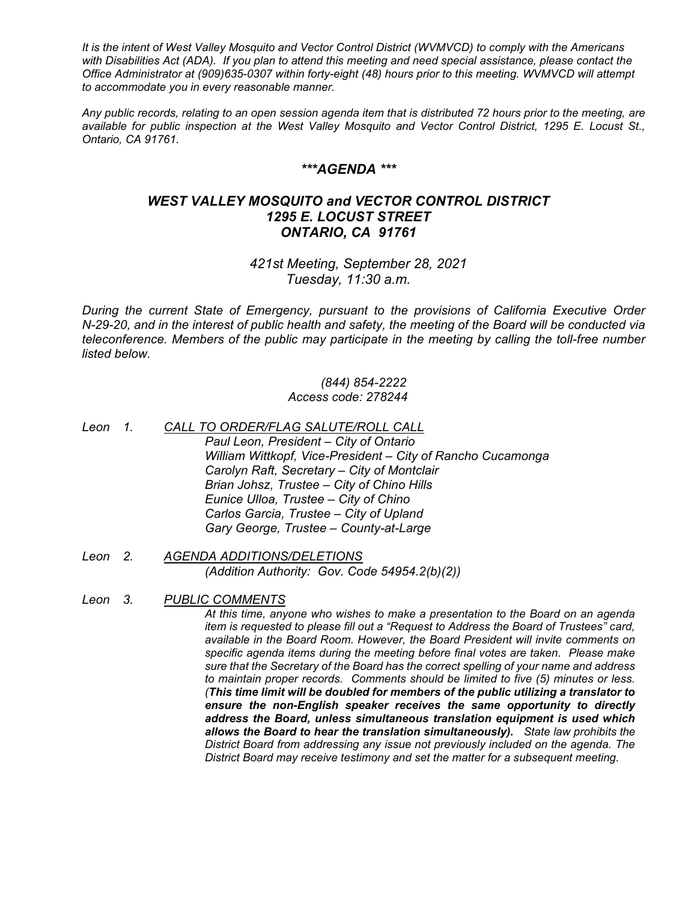*It is the intent of West Valley Mosquito and Vector Control District (WVMVCD) to comply with the Americans with Disabilities Act (ADA). If you plan to attend this meeting and need special assistance, please contact the Office Administrator at (909)635-0307 within forty-eight (48) hours prior to this meeting. WVMVCD will attempt to accommodate you in every reasonable manner.*

*Any public records, relating to an open session agenda item that is distributed 72 hours prior to the meeting, are available for public inspection at the West Valley Mosquito and Vector Control District, 1295 E. Locust St., Ontario, CA 91761.*

## ***\*\*\*AGENDA \*\*\****

## ***WEST VALLEY MOSQUITO and VECTOR CONTROL DISTRICT***
## ***1295 E. LOCUST STREET***
## ***ONTARIO, CA 91761***

*421st Meeting, September 28, 2021*
*Tuesday, 11:30 a.m.*

*During the current State of Emergency, pursuant to the provisions of California Executive Order N-29-20, and in the interest of public health and safety, the meeting of the Board will be conducted via teleconference. Members of the public may participate in the meeting by calling the toll-free number listed below.*

*(844) 854-2222*
*Access code: 278244*

*Leon 1. <u>CALL TO ORDER/FLAG SALUTE/ROLL CALL</u>*

*Paul Leon, President – City of Ontario*
*William Wittkopf, Vice-President – City of Rancho Cucamonga*
*Carolyn Raft, Secretary – City of Montclair*
*Brian Johsz, Trustee – City of Chino Hills*
*Eunice Ulloa, Trustee – City of Chino*
*Carlos Garcia, Trustee – City of Upland*
*Gary George, Trustee – County-at-Large*

*Leon 2. <u>AGENDA ADDITIONS/DELETIONS</u>*

*(Addition Authority: Gov. Code 54954.2(b)(2))*

*Leon 3. <u>PUBLIC COMMENTS</u>*

*At this time, anyone who wishes to make a presentation to the Board on an agenda item is requested to please fill out a "Request to Address the Board of Trustees" card, available in the Board Room. However, the Board President will invite comments on specific agenda items during the meeting before final votes are taken. Please make sure that the Secretary of the Board has the correct spelling of your name and address to maintain proper records. Comments should be limited to five (5) minutes or less. (**This time limit will be doubled for members of the public utilizing a translator to ensure the non-English speaker receives the same opportunity to directly address the Board, unless simultaneous translation equipment is used which allows the Board to hear the translation simultaneously).** State law prohibits the District Board from addressing any issue not previously included on the agenda. The District Board may receive testimony and set the matter for a subsequent meeting.*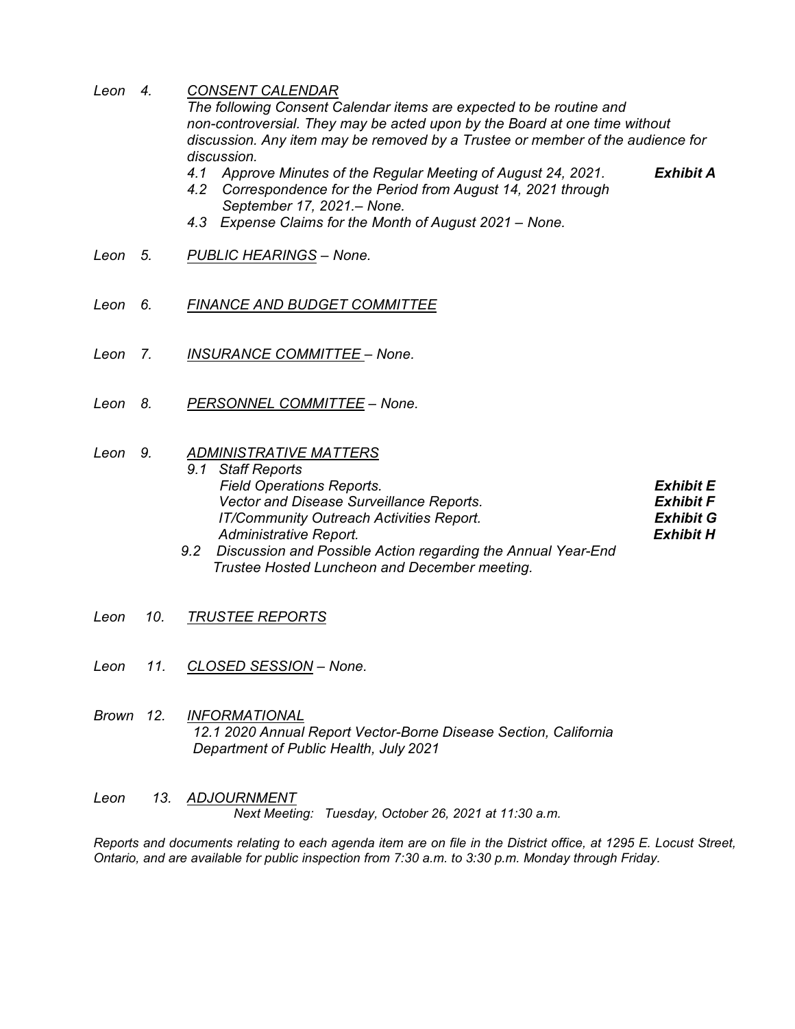*Leon 4. <u>CONSENT CALENDAR</u>*

*The following Consent Calendar items are expected to be routine and non-controversial. They may be acted upon by the Board at one time without discussion. Any item may be removed by a Trustee or member of the audience for discussion.*

*4.1 Approve Minutes of the Regular Meeting of August 24, 2021.* ***Exhibit A***

*4.2 Correspondence for the Period from August 14, 2021 through September 17, 2021.– None.*

*4.3 Expense Claims for the Month of August 2021 – None.*

*Leon 5. <u>PUBLIC HEARINGS</u> – None.*

*Leon 6. <u>FINANCE AND BUDGET COMMITTEE</u>*

*Leon 7. <u>INSURANCE COMMITTEE</u> – None.*

*Leon 8. <u>PERSONNEL COMMITTEE</u> – None.*

*Leon 9. <u>ADMINISTRATIVE MATTERS</u>*

*9.1 Staff Reports*

*Field Operations Reports.* ***Exhibit E***

*Vector and Disease Surveillance Reports.* ***Exhibit F***

*IT/Community Outreach Activities Report.* ***Exhibit G***

*Administrative Report.* ***Exhibit H***

*9.2 Discussion and Possible Action regarding the Annual Year-End Trustee Hosted Luncheon and December meeting.*

*Leon 10. <u>TRUSTEE REPORTS</u>*

*Leon 11. <u>CLOSED SESSION</u> – None.*

*Brown 12. <u>INFORMATIONAL</u>*

*12.1 2020 Annual Report Vector-Borne Disease Section, California Department of Public Health, July 2021*

*Leon 13. <u>ADJOURNMENT</u>*

*Next Meeting: Tuesday, October 26, 2021 at 11:30 a.m.*

*Reports and documents relating to each agenda item are on file in the District office, at 1295 E. Locust Street, Ontario, and are available for public inspection from 7:30 a.m. to 3:30 p.m. Monday through Friday.*